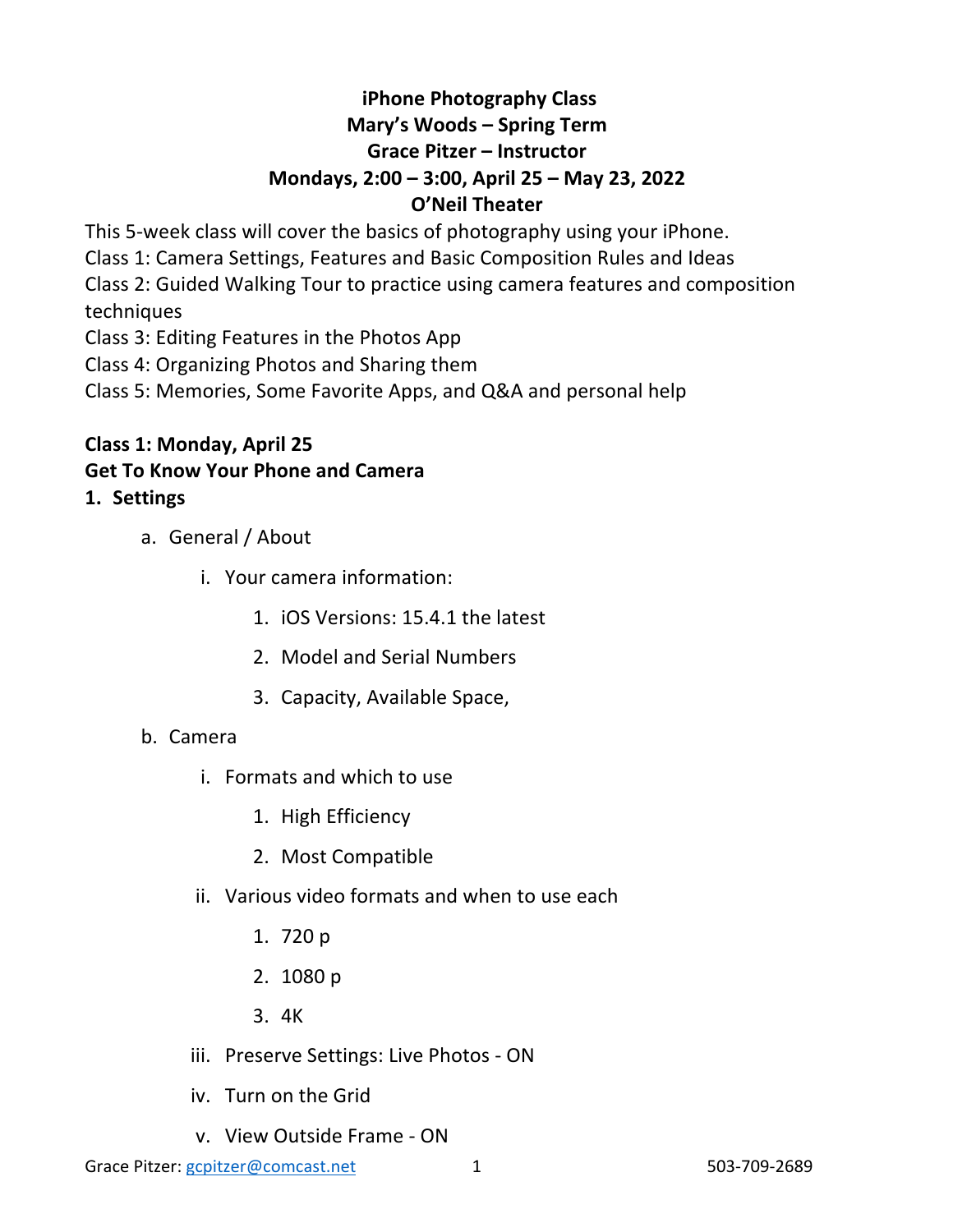# iPhone Photography Class

**Mary's Woods – Spring Term**
**Grace Pitzer – Instructor**
**Mondays, 2:00 – 3:00, April 25 – May 23, 2022**
**O'Neil Theater**

This 5-week class will cover the basics of photography using your iPhone.
Class 1: Camera Settings, Features and Basic Composition Rules and Ideas
Class 2: Guided Walking Tour to practice using camera features and composition techniques
Class 3: Editing Features in the Photos App
Class 4: Organizing Photos and Sharing them
Class 5: Memories, Some Favorite Apps, and Q&A and personal help

**Class 1: Monday, April 25**
**Get To Know Your Phone and Camera**

1. **Settings**
   a. General / About
      i. Your camera information:
         1. iOS Versions: 15.4.1 the latest
         2. Model and Serial Numbers
         3. Capacity, Available Space,
   b. Camera
      i. Formats and which to use
         1. High Efficiency
         2. Most Compatible
      ii. Various video formats and when to use each
         1. 720 p
         2. 1080 p
         3. 4K
      iii. Preserve Settings: Live Photos - ON
      iv. Turn on the Grid
      v. View Outside Frame - ON

Grace Pitzer: gcpitzer@comcast.net 503-709-2689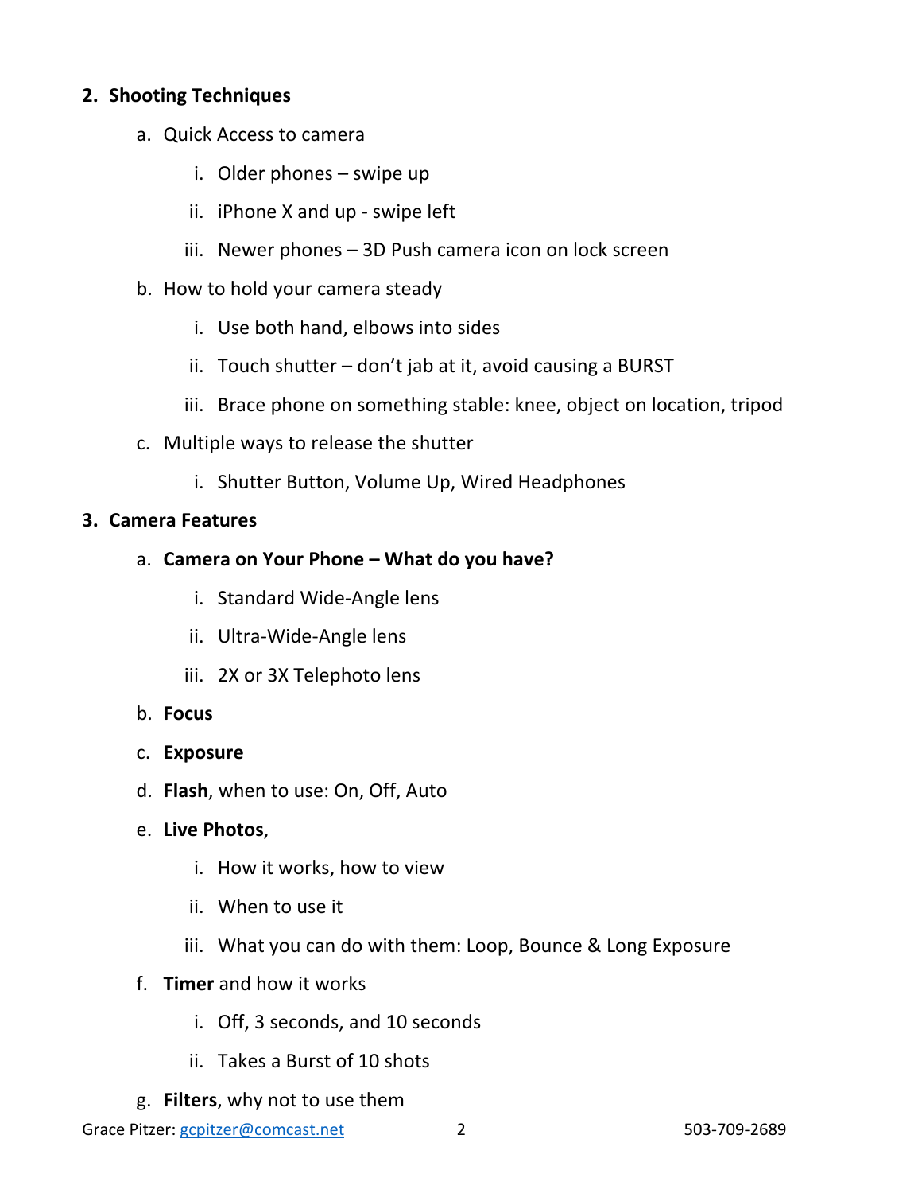2. **Shooting Techniques**
    a. Quick Access to camera
        i. Older phones – swipe up
        ii. iPhone X and up - swipe left
        iii. Newer phones – 3D Push camera icon on lock screen
    b. How to hold your camera steady
        i. Use both hand, elbows into sides
        ii. Touch shutter – don't jab at it, avoid causing a BURST
        iii. Brace phone on something stable: knee, object on location, tripod
    c. Multiple ways to release the shutter
        i. Shutter Button, Volume Up, Wired Headphones
3. **Camera Features**
    a. **Camera on Your Phone – What do you have?**
        i. Standard Wide-Angle lens
        ii. Ultra-Wide-Angle lens
        iii. 2X or 3X Telephoto lens
    b. **Focus**
    c. **Exposure**
    d. **Flash**, when to use: On, Off, Auto
    e. **Live Photos**,
        i. How it works, how to view
        ii. When to use it
        iii. What you can do with them: Loop, Bounce & Long Exposure
    f. **Timer** and how it works
        i. Off, 3 seconds, and 10 seconds
        ii. Takes a Burst of 10 shots
    g. **Filters**, why not to use them

Grace Pitzer: gcpitzer@comcast.net 503-709-2689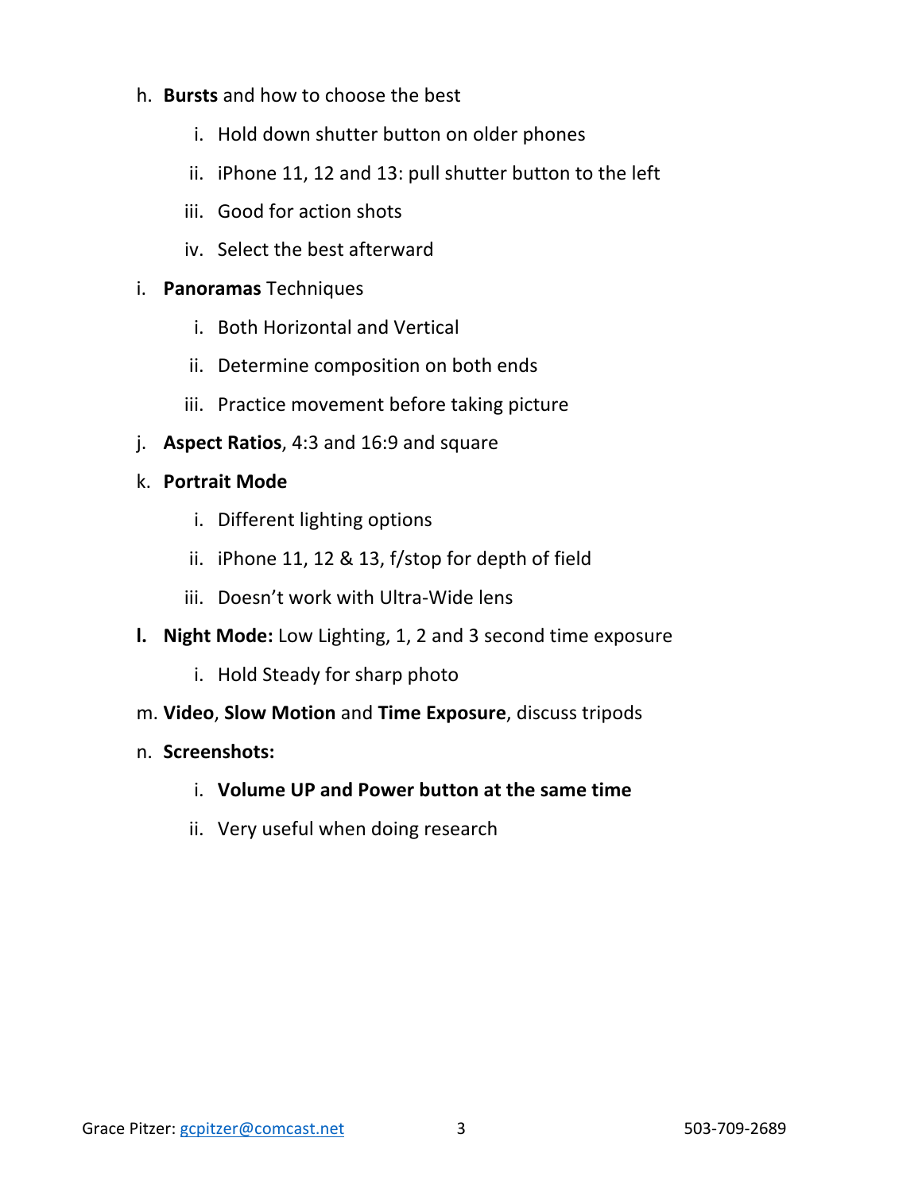h. **Bursts** and how to choose the best

   i. Hold down shutter button on older phones

   ii. iPhone 11, 12 and 13: pull shutter button to the left

   iii. Good for action shots

   iv. Select the best afterward

i. **Panoramas** Techniques

   i. Both Horizontal and Vertical

   ii. Determine composition on both ends

   iii. Practice movement before taking picture

j. **Aspect Ratios**, 4:3 and 16:9 and square

k. **Portrait Mode**

   i. Different lighting options

   ii. iPhone 11, 12 & 13, f/stop for depth of field

   iii. Doesn't work with Ultra-Wide lens

**l. Night Mode:** Low Lighting, 1, 2 and 3 second time exposure

   i. Hold Steady for sharp photo

m. **Video**, **Slow Motion** and **Time Exposure**, discuss tripods

n. **Screenshots:**

   i. **Volume UP and Power button at the same time**

   ii. Very useful when doing research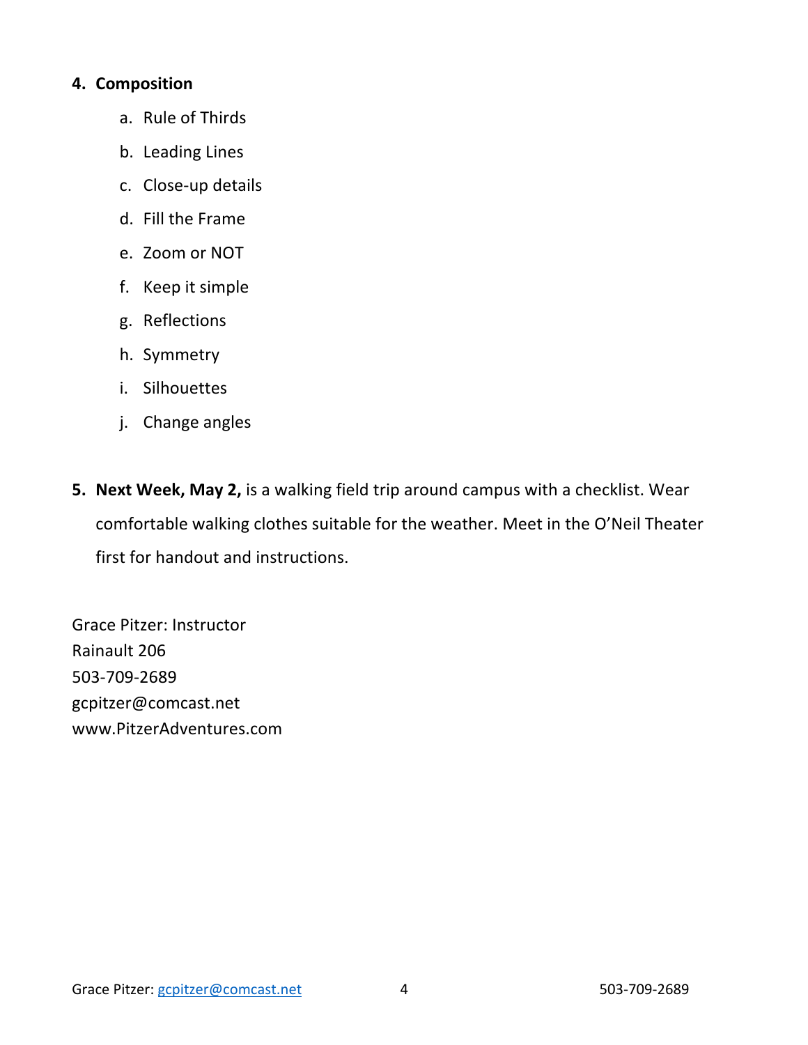4. **Composition**
    a. Rule of Thirds
    b. Leading Lines
    c. Close-up details
    d. Fill the Frame
    e. Zoom or NOT
    f. Keep it simple
    g. Reflections
    h. Symmetry
    i. Silhouettes
    j. Change angles

5. **Next Week, May 2,** is a walking field trip around campus with a checklist. Wear comfortable walking clothes suitable for the weather. Meet in the O'Neil Theater first for handout and instructions.

Grace Pitzer: Instructor
Rainault 206
503-709-2689
gcpitzer@comcast.net
www.PitzerAdventures.com